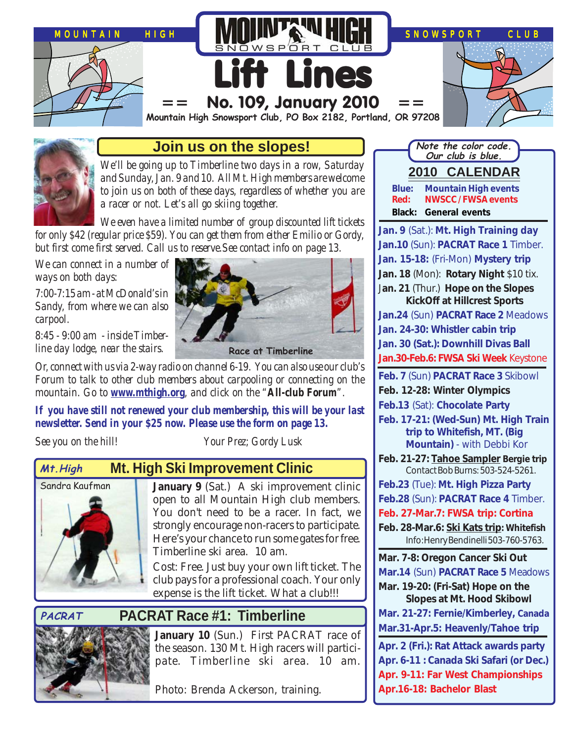MOUNTAIN HIGH SNOWSPORT CLUB

# Lift Lines

## == No. 109, January 2010 ==

**Mountain High Snowsport Club, PO Box 2182, Portland, OR 97208**

## Join us on the slopes!

*We'll be going up to Timberline two days in a row, Saturday and Sunday, Jan. 9 and 10. All Mt. High members are welcome to join us on both of these days, regardless of whether you are a racer or not. Let's all go skiing together.*

*We even have a limited number of group discounted lift tickets for only $42 (regular price $59). You can get them from either Emilio or Gordy, but first come first served. Call us to reserve. See contact info on page 13.*

*We can connect in a number of ways on both days:*

*7:00-7:15 am - at McDonald's in Sandy, from where we can also carpool.*

*8:45 - 9:00 am - inside Timberline day lodge, near the stairs.*

Race at Timberline

*Or, connect with us via 2-way radio on channel 6-19. You can also use our club's Forum to talk to other club members about carpooling or connecting on the mountain. Go to* ***www.mthigh.org****, and click on the "***All-club Forum***".*

***If you have still not renewed your club membership, this will be your last newsletter. Send in your $25 now. Please use the form on page 13.***

*See you on the hill!* *Your Prez; Gordy Lusk*

## Mt. High Ski Improvement Clinic

*Mt. High*

Sandra Kaufman

**January 9** (Sat.) A ski improvement clinic open to all Mountain High club members. You don't need to be a racer. In fact, we strongly encourage non-racers to participate. Here's your chance to run some gates for free. Timberline ski area. 10 am.

Cost: Free. Just buy your own lift ticket. The club pays for a professional coach. Your only expense is the lift ticket. What a club!!!

## PACRAT Race #1: Timberline

*PACRAT*

**January 10** (Sun.) First PACRAT race of the season. 130 Mt. High racers will participate. Timberline ski area. 10 am.

Photo: Brenda Ackerson, training.

---

*Note the color code. Our club is blue.*

## 2010 CALENDAR

**Blue:** **Mountain High events**
**Red:** **NWSCC / FWSA events**
**Black:** **General events**

- **Jan. 9** (Sat.): **Mt. High Training day**
- **Jan.10** (Sun): **PACRAT Race 1** Timber.
- **Jan. 15-18:** (Fri-Mon) **Mystery trip**
- **Jan. 18** (Mon): **Rotary Night** $10 tix.
- Jan. 21 (Thur.) **Hope on the Slopes KickOff at Hillcrest Sports**
- **Jan.24** (Sun) **PACRAT Race 2** Meadows
- **Jan. 24-30: Whistler cabin trip**
- **Jan. 30 (Sat.): Downhill Divas Ball**
- **Jan.30-Feb.6: FWSA Ski Week** Keystone

---

- **Feb. 7** (Sun) **PACRAT Race 3** Skibowl
- **Feb. 12-28: Winter Olympics**
- **Feb.13** (Sat): **Chocolate Party**
- **Feb. 17-21: (Wed-Sun) Mt. High Train trip to Whitefish, MT. (Big Mountain)** - with Debbi Kor
- **Feb. 21-27: Tahoe Sampler Bergie trip** Contact Bob Burns: 503-524-5261.
- **Feb.23** (Tue): **Mt. High Pizza Party**
- **Feb.28** (Sun): **PACRAT Race 4** Timber.
- **Feb. 27-Mar.7: FWSA trip: Cortina**
- **Feb. 28-Mar.6: Ski Kats trip: Whitefish** Info: Henry Bendinelli 503-760-5763.

---

- **Mar. 7-8: Oregon Cancer Ski Out**
- **Mar.14** (Sun) **PACRAT Race 5** Meadows
- **Mar. 19-20: (Fri-Sat) Hope on the Slopes at Mt. Hood Skibowl**
- **Mar. 21-27: Fernie/Kimberley, Canada**
- **Mar.31-Apr.5: Heavenly/Tahoe trip**

---

- **Apr. 2 (Fri.): Rat Attack awards party**
- **Apr. 6-11 : Canada Ski Safari (or Dec.)**
- **Apr. 9-11: Far West Championships**
- **Apr.16-18: Bachelor Blast**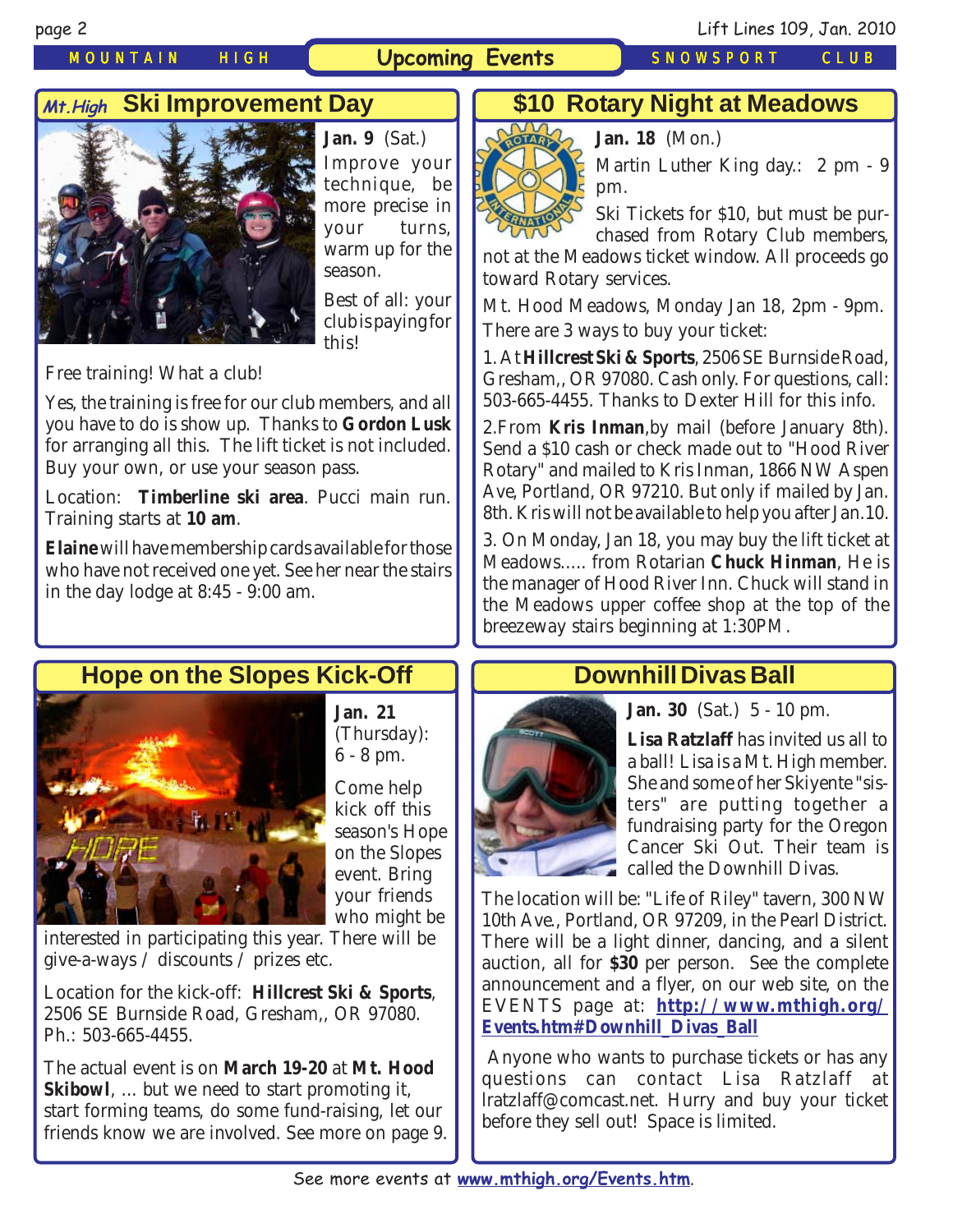# Upcoming Events

MOUNTAIN HIGH SNOWSPORT CLUB

## Mt.High Ski Improvement Day

**Jan. 9** (Sat.)

Improve your technique, be more precise in your turns, warm up for the season.

Best of all: your club is paying for this!

Free training! What a club!

Yes, the training is free for our club members, and all you have to do is show up. Thanks to **Gordon Lusk** for arranging all this. The lift ticket is not included. Buy your own, or use your season pass.

Location: **Timberline ski area**. Pucci main run. Training starts at **10 am**.

**Elaine** will have membership cards available for those who have not received one yet. See her near the stairs in the day lodge at 8:45 - 9:00 am.

## $10 Rotary Night at Meadows

**Jan. 18** (Mon.)

Martin Luther King day.: 2 pm - 9 pm.

Ski Tickets for $10, but must be purchased from Rotary Club members, not at the Meadows ticket window. All proceeds go toward Rotary services.

Mt. Hood Meadows, Monday Jan 18, 2pm - 9pm. There are 3 ways to buy your ticket:

1. At **Hillcrest Ski & Sports**, 2506 SE Burnside Road, Gresham,, OR 97080. Cash only. For questions, call: 503-665-4455. Thanks to Dexter Hill for this info.

2. From **Kris Inman**, by mail (before January 8th). Send a $10 cash or check made out to "Hood River Rotary" and mailed to Kris Inman, 1866 NW Aspen Ave, Portland, OR 97210. But only if mailed by Jan. 8th. Kris will not be available to help you after Jan.10.

3. On Monday, Jan 18, you may buy the lift ticket at Meadows..... from Rotarian **Chuck Hinman**, He is the manager of Hood River Inn. Chuck will stand in the Meadows upper coffee shop at the top of the breezeway stairs beginning at 1:30PM.

## Hope on the Slopes Kick-Off

**Jan. 21** (Thursday): 6 - 8 pm.

Come help kick off this season's Hope on the Slopes event. Bring your friends who might be interested in participating this year. There will be give-a-ways / discounts / prizes etc.

Location for the kick-off: **Hillcrest Ski & Sports**, 2506 SE Burnside Road, Gresham,, OR 97080. Ph.: 503-665-4455.

The actual event is on **March 19-20** at **Mt. Hood Skibowl**, ... but we need to start promoting it, start forming teams, do some fund-raising, let our friends know we are involved. See more on page 9.

## Downhill Divas Ball

**Jan. 30** (Sat.) 5 - 10 pm.

**Lisa Ratzlaff** has invited us all to a ball! Lisa is a Mt. High member. She and some of her Skiyente "sisters" are putting together a fundraising party for the Oregon Cancer Ski Out. Their team is called the Downhill Divas.

The location will be: "Life of Riley" tavern, 300 NW 10th Ave., Portland, OR 97209, in the Pearl District. There will be a light dinner, dancing, and a silent auction, all for **$30** per person. See the complete announcement and a flyer, on our web site, on the EVENTS page at: **http://www.mthigh.org/Events.htm#Downhill_Divas_Ball**

Anyone who wants to purchase tickets or has any questions can contact Lisa Ratzlaff at lratzlaff@comcast.net. Hurry and buy your ticket before they sell out! Space is limited.

See more events at **www.mthigh.org/Events.htm**.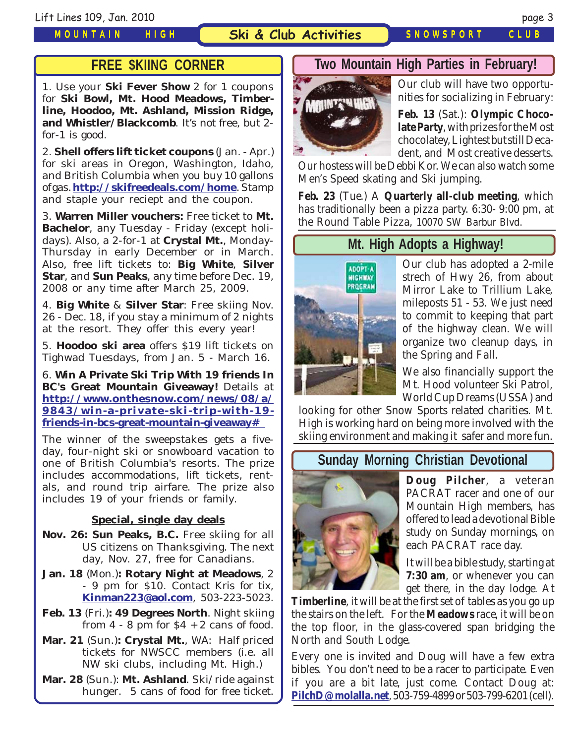## FREE $KIING CORNER

1. Use your **Ski Fever Show** 2 for 1 coupons for **Ski Bowl, Mt. Hood Meadows, Timberline, Hoodoo, Mt. Ashland, Mission Ridge, and Whistler/Blackcomb**. It's not free, but 2-for-1 is good.

2. **Shell offers lift ticket coupons** (Jan. - Apr.) for ski areas in Oregon, Washington, Idaho, and British Columbia when you buy 10 gallons of gas. **http://skifreedeals.com/home**. Stamp and staple your reciept and the coupon.

3. **Warren Miller vouchers:** Free ticket to **Mt. Bachelor**, any Tuesday - Friday (except holidays). Also, a 2-for-1 at **Crystal Mt.**, Monday-Thursday in early December or in March. Also, free lift tickets to: **Big White**, **Silver Star**, and **Sun Peaks**, any time before Dec. 19, 2008 or any time after March 25, 2009.

4. **Big White** & **Silver Star**: Free skiing Nov. 26 - Dec. 18, if you stay a minimum of 2 nights at the resort. They offer this every year!

5. **Hoodoo ski area** offers $19 lift tickets on Tighwad Tuesdays, from Jan. 5 - March 16.

6. **Win A Private Ski Trip With 19 friends In BC's Great Mountain Giveaway!** Details at **http://www.onthesnow.com/news/08/a/9843/win-a-private-ski-trip-with-19-friends-in-bcs-great-mountain-giveaway#**

The winner of the sweepstakes gets a five-day, four-night ski or snowboard vacation to one of British Columbia's resorts. The prize includes accommodations, lift tickets, rentals, and round trip airfare. The prize also includes 19 of your friends or family.

**Special, single day deals**

**Nov. 26: Sun Peaks, B.C.** Free skiing for all US citizens on Thanksgiving. The next day, Nov. 27, free for Canadians.

**Jan. 18** (Mon.)**: Rotary Night at Meadows**, 2 - 9 pm for $10. Contact Kris for tix, **Kinman223@aol.com**, 503-223-5023.

**Feb. 13** (Fri.)**: 49 Degrees North**. Night skiing from 4 - 8 pm for $4 + 2 cans of food.

**Mar. 21** (Sun.)**: Crystal Mt.**, WA: Half priced tickets for NWSCC members (i.e. all NW ski clubs, including Mt. High.)

**Mar. 28** (Sun.): **Mt. Ashland**. Ski/ride against hunger. 5 cans of food for free ticket.

## Two Mountain High Parties in February!

Our club will have two opportunities for socializing in February:

**Feb. 13** (Sat.): **Olympic Chocolate Party**, with prizes for the Most chocolatey, Lightest but still Decadent, and Most creative desserts. Our hostess will be Debbi Kor. We can also watch some Men's Speed skating and Ski jumping.

**Feb. 23** (Tue.) A **Quarterly all-club meeting**, which has traditionally been a pizza party. 6:30- 9:00 pm, at the Round Table Pizza, 10070 SW Barbur Blvd.

## Mt. High Adopts a Highway!

Our club has adopted a 2-mile strech of Hwy 26, from about Mirror Lake to Trillium Lake, mileposts 51 - 53. We just need to commit to keeping that part of the highway clean. We will organize two cleanup days, in the Spring and Fall.

We also financially support the Mt. Hood volunteer Ski Patrol, World Cup Dreams (USSA) and looking for other Snow Sports related charities. Mt. High is working hard on being more involved with the skiing environment and making it safer and more fun.

## Sunday Morning Christian Devotional

**Doug Pilcher**, a veteran PACRAT racer and one of our Mountain High members, has offered to lead a devotional Bible study on Sunday mornings, on each PACRAT race day.

It will be a bible study, starting at **7:30 am**, or whenever you can get there, in the day lodge. At **Timberline**, it will be at the first set of tables as you go up the stairs on the left. For the **Meadows** race, it will be on the top floor, in the glass-covered span bridging the North and South Lodge.

Every one is invited and Doug will have a few extra bibles. You don't need to be a racer to participate. Even if you are a bit late, just come. Contact Doug at: **PilchD@molalla.net**, 503-759-4899 or 503-799-6201 (cell).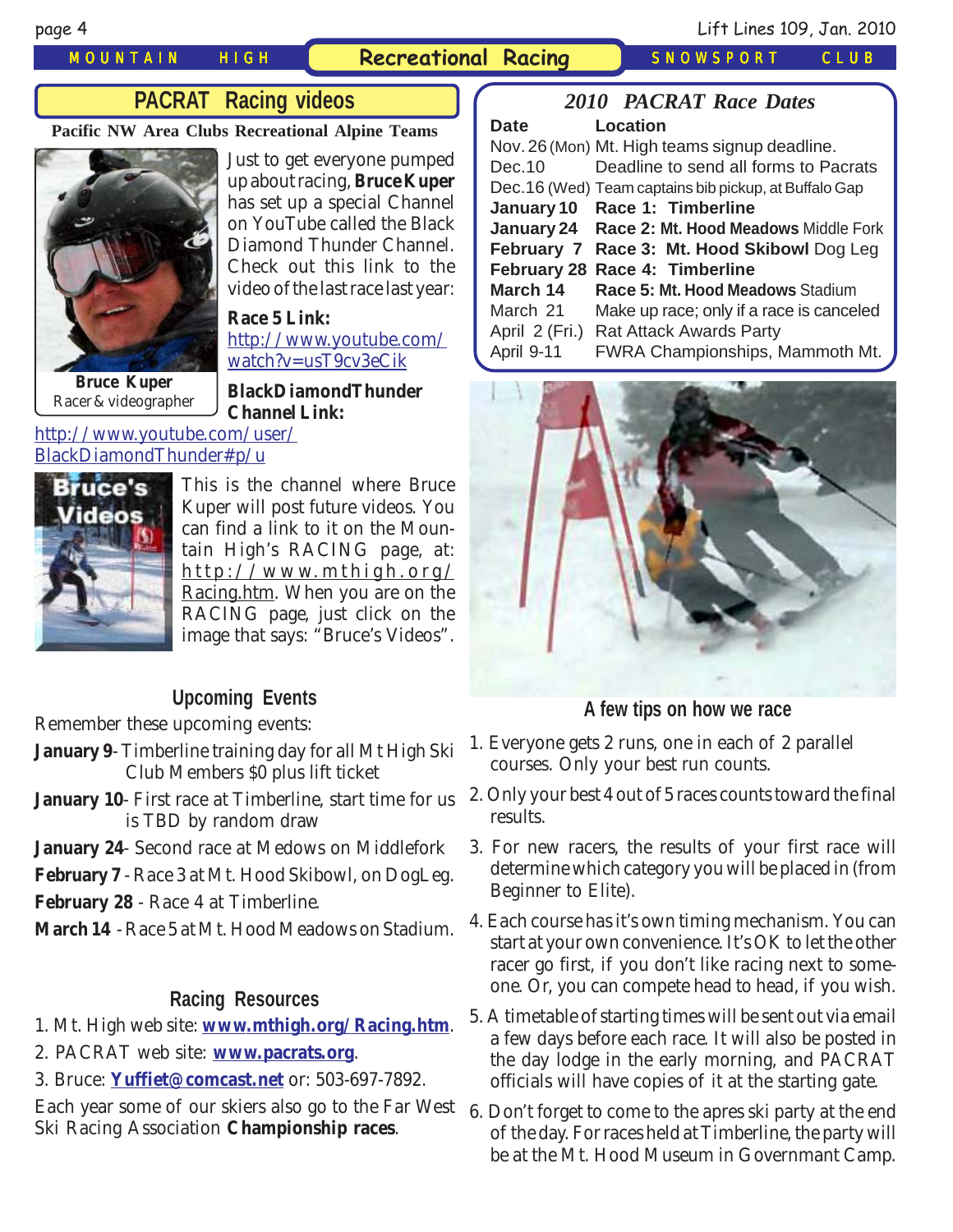## PACRAT Racing videos

**Pacific NW Area Clubs Recreational Alpine Teams**

Bruce Kuper
Racer & videographer

Just to get everyone pumped up about racing, **Bruce Kuper** has set up a special Channel on YouTube called the Black Diamond Thunder Channel. Check out this link to the video of the last race last year:

**Race 5 Link:**
http://www.youtube.com/watch?v=usT9cv3eCik

**BlackDiamondThunder Channel Link:**
http://www.youtube.com/user/BlackDiamondThunder#p/u

This is the channel where Bruce Kuper will post future videos. You can find a link to it on the Mountain High's RACING page, at: http://www.mthigh.org/Racing.htm. When you are on the RACING page, just click on the image that says: "Bruce's Videos".

### Upcoming Events

Remember these upcoming events:

**January 9**- Timberline training day for all Mt High Ski Club Members $0 plus lift ticket

**January 10**- First race at Timberline, start time for us is TBD by random draw

**January 24**- Second race at Medows on Middlefork

**February 7** - Race 3 at Mt. Hood Skibowl, on DogLeg.

**February 28** - Race 4 at Timberline.

**March 14** - Race 5 at Mt. Hood Meadows on Stadium.

### Racing Resources

1. Mt. High web site: **www.mthigh.org/Racing.htm**.
2. PACRAT web site: **www.pacrats.org**.
3. Bruce: **Yuffiet@comcast.net** or: 503-697-7892.

Each year some of our skiers also go to the Far West Ski Racing Association **Championship races**.

### *2010 PACRAT Race Dates*

| Date | Location |
|---|---|
| Nov. 26 (Mon) | Mt. High teams signup deadline. |
| Dec.10 | Deadline to send all forms to Pacrats |
| Dec.16 (Wed) | Team captains bib pickup, at Buffalo Gap |
| **January 10** | **Race 1: Timberline** |
| **January 24** | **Race 2: Mt. Hood Meadows** Middle Fork |
| **February 7** | **Race 3: Mt. Hood Skibowl** Dog Leg |
| **February 28** | **Race 4: Timberline** |
| **March 14** | **Race 5: Mt. Hood Meadows** Stadium |
| March 21 | Make up race; only if a race is canceled |
| April 2 (Fri.) | Rat Attack Awards Party |
| April 9-11 | FWRA Championships, Mammoth Mt. |

### A few tips on how we race

1. Everyone gets 2 runs, one in each of 2 parallel courses. Only your best run counts.
2. Only your best 4 out of 5 races counts toward the final results.
3. For new racers, the results of your first race will determine which category you will be placed in (from Beginner to Elite).
4. Each course has it's own timing mechanism. You can start at your own convenience. It's OK to let the other racer go first, if you don't like racing next to someone. Or, you can compete head to head, if you wish.
5. A timetable of starting times will be sent out via email a few days before each race. It will also be posted in the day lodge in the early morning, and PACRAT officials will have copies of it at the starting gate.
6. Don't forget to come to the apres ski party at the end of the day. For races held at Timberline, the party will be at the Mt. Hood Museum in Governmant Camp.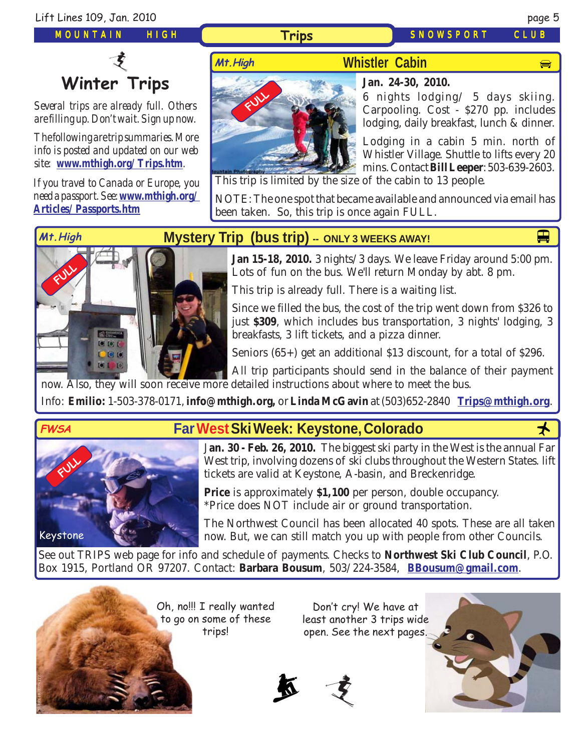## Trips

# Winter Trips

Several trips are already full. Others are filling up. Don't wait. Sign up now.

The following are trip summaries. More info is posted and updated on our web site: **www.mthigh.org/Trips.htm**.

If you travel to Canada or Europe, you need a passport. See: **www.mthigh.org/Articles/Passports.htm**

## Mt. High — Whistler Cabin

FULL

**Jan. 24-30, 2010.**
6 nights lodging/ 5 days skiing. Carpooling. Cost - $270 pp. includes lodging, daily breakfast, lunch & dinner.

Lodging in a cabin 5 min. north of Whistler Village. Shuttle to lifts every 20 mins. Contact **Bill Leeper**: 503-639-2603.

This trip is limited by the size of the cabin to 13 people.

NOTE: The one spot that became available and announced via email has been taken. So, this trip is once again FULL.

## Mt. High — Mystery Trip (bus trip) -- ONLY 3 WEEKS AWAY!

FULL

**Jan 15-18, 2010.** 3 nights/3 days. We leave Friday around 5:00 pm. Lots of fun on the bus. We'll return Monday by abt. 8 pm.

This trip is already full. There is a waiting list.

Since we filled the bus, the cost of the trip went down from $326 to just **$309**, which includes bus transportation, 3 nights' lodging, 3 breakfasts, 3 lift tickets, and a pizza dinner.

Seniors (65+) get an additional $13 discount, for a total of $296.

All trip participants should send in the balance of their payment now. Also, they will soon receive more detailed instructions about where to meet the bus.

Info: **Emilio:** 1-503-378-0171, **info@mthigh.org,** or **Linda McGavin** at (503)652-2840 **Trips@mthigh.org**.

## FWSA — Far West Ski Week: Keystone, Colorado

FULL

Keystone

**Jan. 30 - Feb. 26, 2010.** The biggest ski party in the West is the annual Far West trip, involving dozens of ski clubs throughout the Western States. lift tickets are valid at Keystone, A-basin, and Breckenridge.

**Price** is approximately **$1,100** per person, double occupancy.
*Price does NOT include air or ground transportation.

The Northwest Council has been allocated 40 spots. These are all taken now. But, we can still match you up with people from other Councils.

See out TRIPS web page for info and schedule of payments. Checks to **Northwest Ski Club Council**, P.O. Box 1915, Portland OR 97207. Contact: **Barbara Bousum**, 503/224-3584, **BBousum@gmail.com**.

Oh, no!!! I really wanted to go on some of these trips!

Don't cry! We have at least another 3 trips wide open. See the next pages.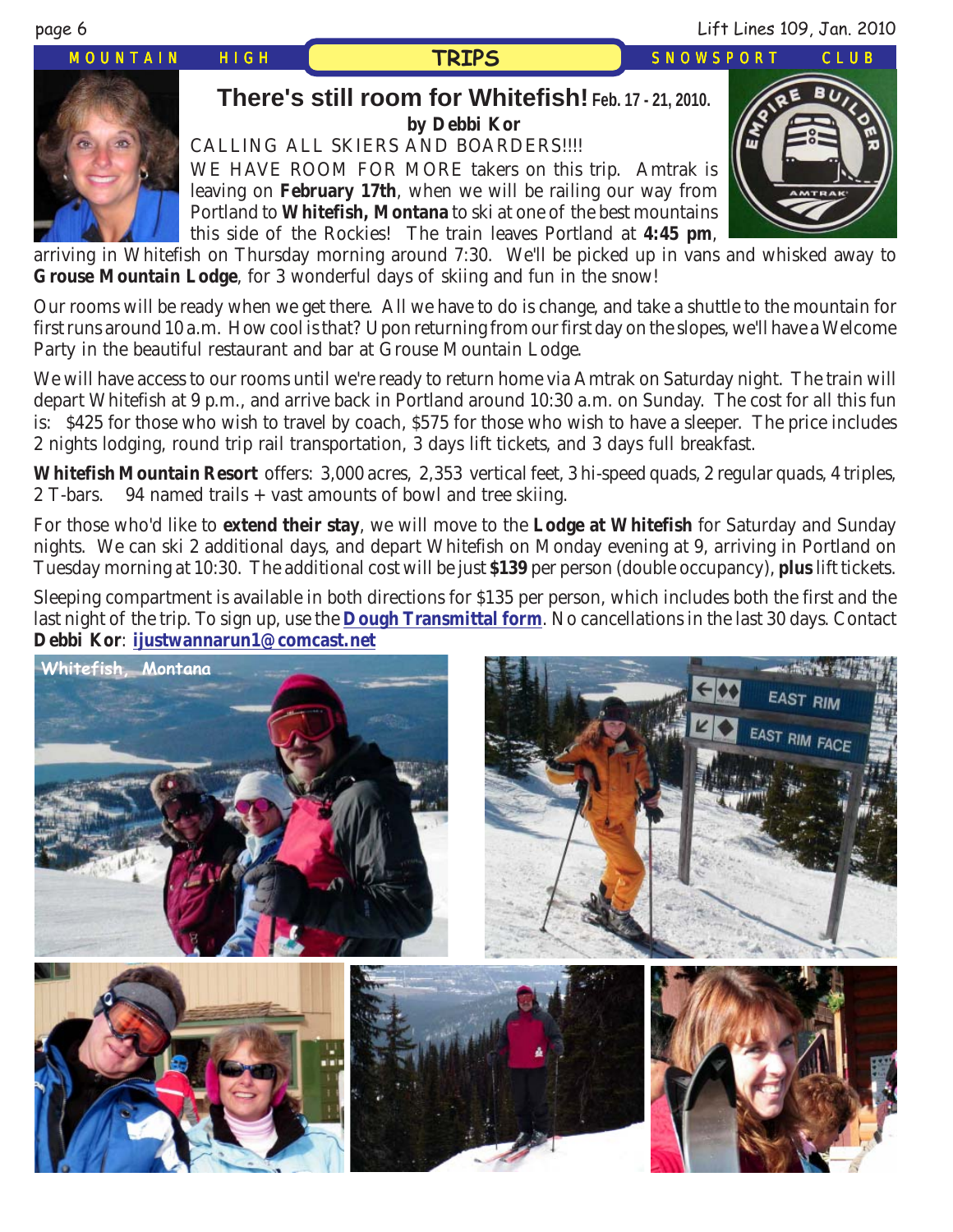## There's still room for Whitefish! Feb. 17 - 21, 2010.

**by Debbi Kor**

CALLING ALL SKIERS AND BOARDERS!!!!

WE HAVE ROOM FOR MORE takers on this trip. Amtrak is leaving on **February 17th**, when we will be railing our way from Portland to **Whitefish, Montana** to ski at one of the best mountains this side of the Rockies! The train leaves Portland at **4:45 pm**, arriving in Whitefish on Thursday morning around 7:30. We'll be picked up in vans and whisked away to **Grouse Mountain Lodge**, for 3 wonderful days of skiing and fun in the snow!

Our rooms will be ready when we get there. All we have to do is change, and take a shuttle to the mountain for first runs around 10 a.m. How cool is that? Upon returning from our first day on the slopes, we'll have a Welcome Party in the beautiful restaurant and bar at Grouse Mountain Lodge.

We will have access to our rooms until we're ready to return home via Amtrak on Saturday night. The train will depart Whitefish at 9 p.m., and arrive back in Portland around 10:30 a.m. on Sunday. The cost for all this fun is: $425 for those who wish to travel by coach, $575 for those who wish to have a sleeper. The price includes 2 nights lodging, round trip rail transportation, 3 days lift tickets, and 3 days full breakfast.

**Whitefish Mountain Resort** offers: 3,000 acres, 2,353 vertical feet, 3 hi-speed quads, 2 regular quads, 4 triples, 2 T-bars. 94 named trails + vast amounts of bowl and tree skiing.

For those who'd like to **extend their stay**, we will move to the **Lodge at Whitefish** for Saturday and Sunday nights. We can ski 2 additional days, and depart Whitefish on Monday evening at 9, arriving in Portland on Tuesday morning at 10:30. The additional cost will be just **$139** per person (double occupancy), **plus** lift tickets.

Sleeping compartment is available in both directions for $135 per person, which includes both the first and the last night of the trip. To sign up, use the **Dough Transmittal form**. No cancellations in the last 30 days. Contact **Debbi Kor**: **ijustwannarun1@comcast.net**

Whitefish, Montana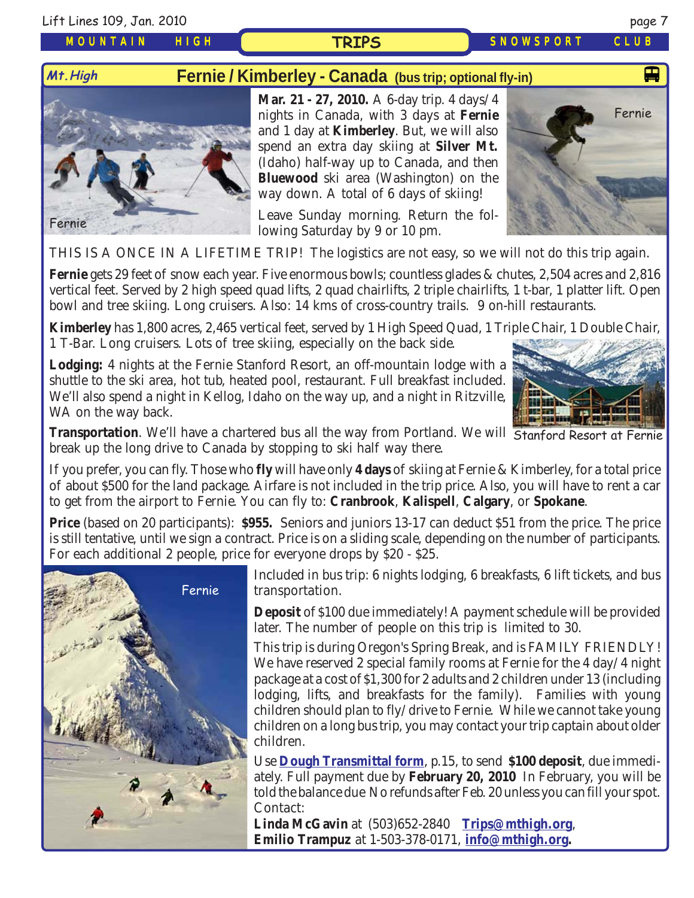## Mt. High — Fernie / Kimberley - Canada (bus trip; optional fly-in)

**Mar. 21 - 27, 2010.** A 6-day trip. 4 days/4 nights in Canada, with 3 days at **Fernie** and 1 day at **Kimberley**. But, we will also spend an extra day skiing at **Silver Mt.** (Idaho) half-way up to Canada, and then **Bluewood** ski area (Washington) on the way down. A total of 6 days of skiing!

Leave Sunday morning. Return the following Saturday by 9 or 10 pm.

Fernie

Fernie

THIS IS A ONCE IN A LIFETIME TRIP! The logistics are not easy, so we will not do this trip again.

**Fernie** gets 29 feet of snow each year. Five enormous bowls; countless glades & chutes, 2,504 acres and 2,816 vertical feet. Served by 2 high speed quad lifts, 2 quad chairlifts, 2 triple chairlifts, 1 t-bar, 1 platter lift. Open bowl and tree skiing. Long cruisers. Also: 14 kms of cross-country trails. 9 on-hill restaurants.

**Kimberley** has 1,800 acres, 2,465 vertical feet, served by 1 High Speed Quad, 1 Triple Chair, 1 Double Chair, 1 T-Bar. Long cruisers. Lots of tree skiing, especially on the back side.

**Lodging:** 4 nights at the Fernie Stanford Resort, an off-mountain lodge with a shuttle to the ski area, hot tub, heated pool, restaurant. Full breakfast included. We'll also spend a night in Kellog, Idaho on the way up, and a night in Ritzville, WA on the way back.

Stanford Resort at Fernie

**Transportation**. We'll have a chartered bus all the way from Portland. We will break up the long drive to Canada by stopping to ski half way there.

If you prefer, you can fly. Those who **fly** will have only **4 days** of skiing at Fernie & Kimberley, for a total price of about $500 for the land package. Airfare is not included in the trip price. Also, you will have to rent a car to get from the airport to Fernie. You can fly to: **Cranbrook**, **Kalispell**, **Calgary**, or **Spokane**.

**Price** (based on 20 participants): **$955.** Seniors and juniors 13-17 can deduct $51 from the price. The price is still tentative, until we sign a contract. Price is on a sliding scale, depending on the number of participants. For each additional 2 people, price for everyone drops by $20 - $25.

Fernie

Included in bus trip: 6 nights lodging, 6 breakfasts, 6 lift tickets, and bus transportation.

**Deposit** of $100 due immediately! A payment schedule will be provided later. The number of people on this trip is limited to 30.

This trip is during Oregon's Spring Break, and is FAMILY FRIENDLY! We have reserved 2 special family rooms at Fernie for the 4 day/4 night package at a cost of $1,300 for 2 adults and 2 children under 13 (including lodging, lifts, and breakfasts for the family). Families with young children should plan to fly/drive to Fernie. While we cannot take young children on a long bus trip, you may contact your trip captain about older children.

Use **Dough Transmittal form**, p.15, to send **$100 deposit**, due immediately. Full payment due by **February 20, 2010** In February, you will be told the balance due No refunds after Feb. 20 unless you can fill your spot.
Contact:
**Linda McGavin** at (503)652-2840 **Trips@mthigh.org**,
**Emilio Trampuz** at 1-503-378-0171, **info@mthigh.org.**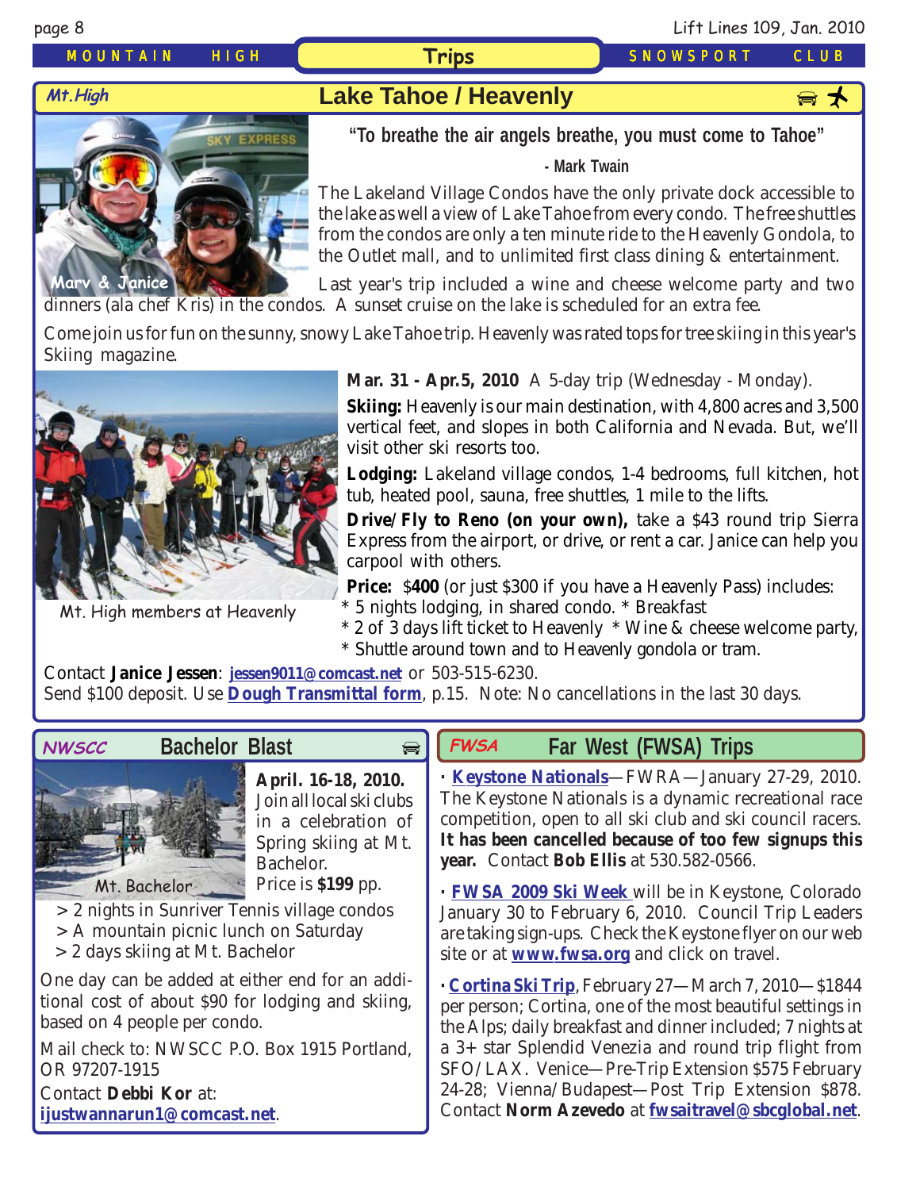## Trips

### Lake Tahoe / Heavenly

Mt.High

**"To breathe the air angels breathe, you must come to Tahoe"**

**- Mark Twain**

Marv & Janice

The Lakeland Village Condos have the only private dock accessible to the lake as well a view of Lake Tahoe from every condo. The free shuttles from the condos are only a ten minute ride to the Heavenly Gondola, to the Outlet mall, and to unlimited first class dining & entertainment.

Last year's trip included a wine and cheese welcome party and two dinners (ala chef Kris) in the condos. A sunset cruise on the lake is scheduled for an extra fee.

Come join us for fun on the sunny, snowy Lake Tahoe trip. Heavenly was rated tops for tree skiing in this year's Skiing magazine.

Mt. High members at Heavenly

**Mar. 31 - Apr.5, 2010** A 5-day trip (Wednesday - Monday).

**Skiing:** Heavenly is our main destination, with 4,800 acres and 3,500 vertical feet, and slopes in both California and Nevada. But, we'll visit other ski resorts too.

**Lodging:** Lakeland village condos, 1-4 bedrooms, full kitchen, hot tub, heated pool, sauna, free shuttles, 1 mile to the lifts.

**Drive/Fly to Reno (on your own),** take a $43 round trip Sierra Express from the airport, or drive, or rent a car. Janice can help you carpool with others.

**Price:** $**400** (or just $300 if you have a Heavenly Pass) includes:
* 5 nights lodging, in shared condo. * Breakfast
* 2 of 3 days lift ticket to Heavenly * Wine & cheese welcome party,
* Shuttle around town and to Heavenly gondola or tram.

Contact **Janice Jessen**: **jessen9011@comcast.net** or 503-515-6230.
Send $100 deposit. Use **Dough Transmittal form**, p.15. Note: No cancellations in the last 30 days.

### Bachelor Blast

NWSCC

Mt. Bachelor

**April. 16-18, 2010.** Join all local ski clubs in a celebration of Spring skiing at Mt. Bachelor.
Price is **$199** pp.

> 2 nights in Sunriver Tennis village condos
> A mountain picnic lunch on Saturday
> 2 days skiing at Mt. Bachelor

One day can be added at either end for an additional cost of about $90 for lodging and skiing, based on 4 people per condo.

Mail check to: NWSCC P.O. Box 1915 Portland, OR 97207-1915

Contact **Debbi Kor** at:
**ijustwannarun1@comcast.net**.

### Far West (FWSA) Trips

FWSA

· **Keystone Nationals**—FWRA—January 27-29, 2010. The Keystone Nationals is a dynamic recreational race competition, open to all ski club and ski council racers. **It has been cancelled because of too few signups this year.** Contact **Bob Ellis** at 530.582-0566.

· **FWSA 2009 Ski Week** will be in Keystone, Colorado January 30 to February 6, 2010. Council Trip Leaders are taking sign-ups. Check the Keystone flyer on our web site or at **www.fwsa.org** and click on travel.

· **Cortina Ski Trip**, February 27—March 7, 2010—$1844 per person; Cortina, one of the most beautiful settings in the Alps; daily breakfast and dinner included; 7 nights at a 3+ star Splendid Venezia and round trip flight from SFO/LAX. Venice—Pre-Trip Extension $575 February 24-28; Vienna/Budapest—Post Trip Extension $878. Contact **Norm Azevedo** at **fwsaitravel@sbcglobal.net**.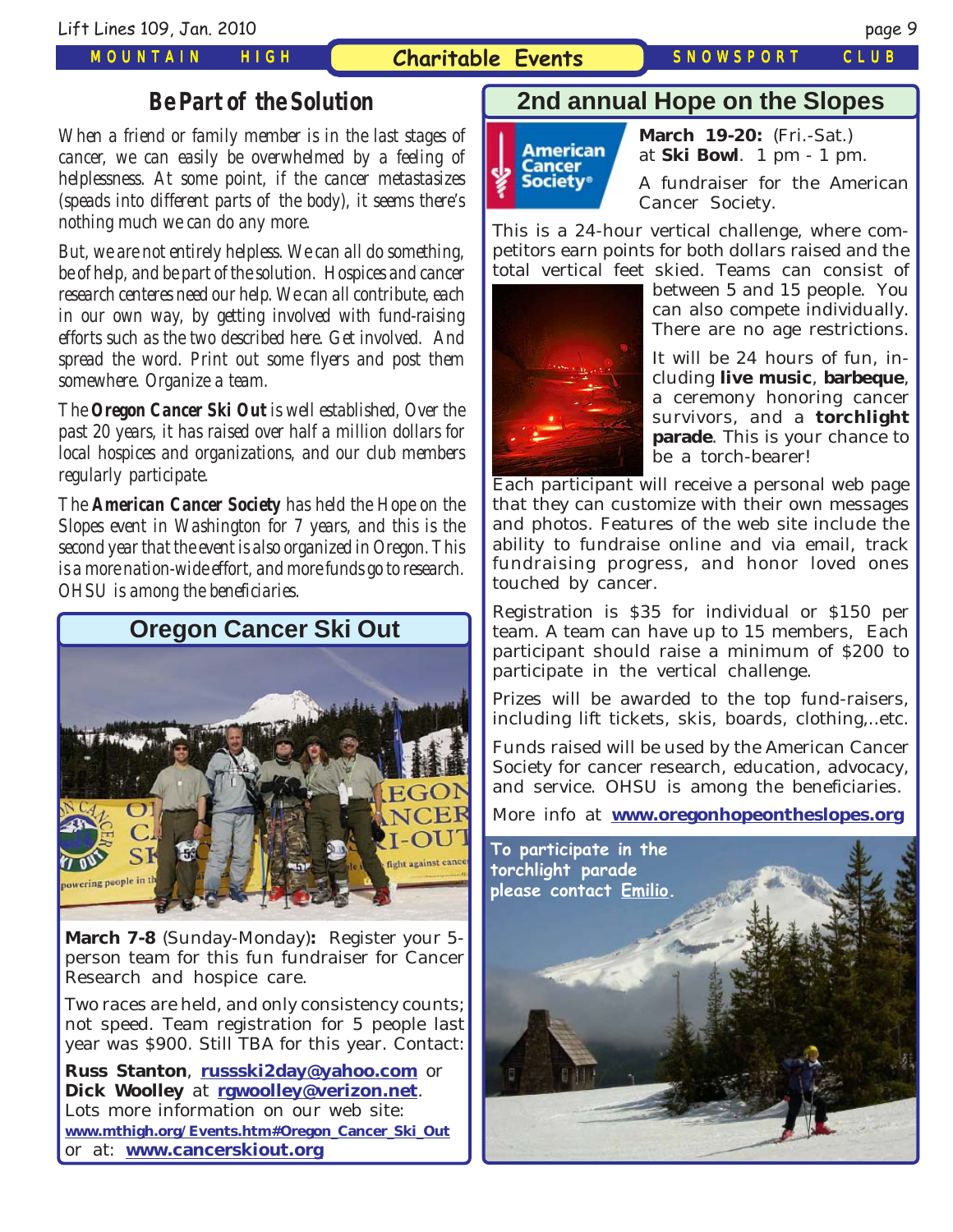## Be Part of the Solution

*When a friend or family member is in the last stages of cancer, we can easily be overwhelmed by a feeling of helplessness. At some point, if the cancer metastasizes (speads into different parts of the body), it seems there's nothing much we can do any more.*

*But, we are not entirely helpless. We can all do something, be of help, and be part of the solution. Hospices and cancer research centeres need our help. We can all contribute, each in our own way, by getting involved with fund-raising efforts such as the two described here. Get involved. And spread the word. Print out some flyers and post them somewhere. Organize a team.*

*The **Oregon Cancer Ski Out** is well established, Over the past 20 years, it has raised over half a million dollars for local hospices and organizations, and our club members regularly participate.*

*The **American Cancer Society** has held the Hope on the Slopes event in Washington for 7 years, and this is the second year that the event is also organized in Oregon. This is a more nation-wide effort, and more funds go to research. OHSU is among the beneficiaries.*

## Oregon Cancer Ski Out

**March 7-8** (Sunday-Monday)**:** Register your 5-person team for this fun fundraiser for Cancer Research and hospice care.

Two races are held, and only consistency counts; not speed. Team registration for 5 people last year was $900. Still TBA for this year. Contact:

**Russ Stanton**, **russski2day@yahoo.com** or **Dick Woolley** at **rgwoolley@verizon.net**. Lots more information on our web site: **www.mthigh.org/Events.htm#Oregon_Cancer_Ski_Out** or at: **www.cancerskiout.org**

## 2nd annual Hope on the Slopes

**March 19-20:** (Fri.-Sat.) at **Ski Bowl**. 1 pm - 1 pm.

A fundraiser for the American Cancer Society.

This is a 24-hour vertical challenge, where competitors earn points for both dollars raised and the total vertical feet skied. Teams can consist of between 5 and 15 people. You can also compete individually. There are no age restrictions.

It will be 24 hours of fun, including **live music**, **barbeque**, a ceremony honoring cancer survivors, and a **torchlight parade**. This is your chance to be a torch-bearer!

Each participant will receive a personal web page that they can customize with their own messages and photos. Features of the web site include the ability to fundraise online and via email, track fundraising progress, and honor loved ones touched by cancer.

Registration is $35 for individual or $150 per team. A team can have up to 15 members, Each participant should raise a minimum of $200 to participate in the vertical challenge.

Prizes will be awarded to the top fund-raisers, including lift tickets, skis, boards, clothing,..etc.

Funds raised will be used by the American Cancer Society for cancer research, education, advocacy, and service. OHSU is among the beneficiaries.

More info at **www.oregonhopeontheslopes.org**

**To participate in the torchlight parade please contact Emilio.**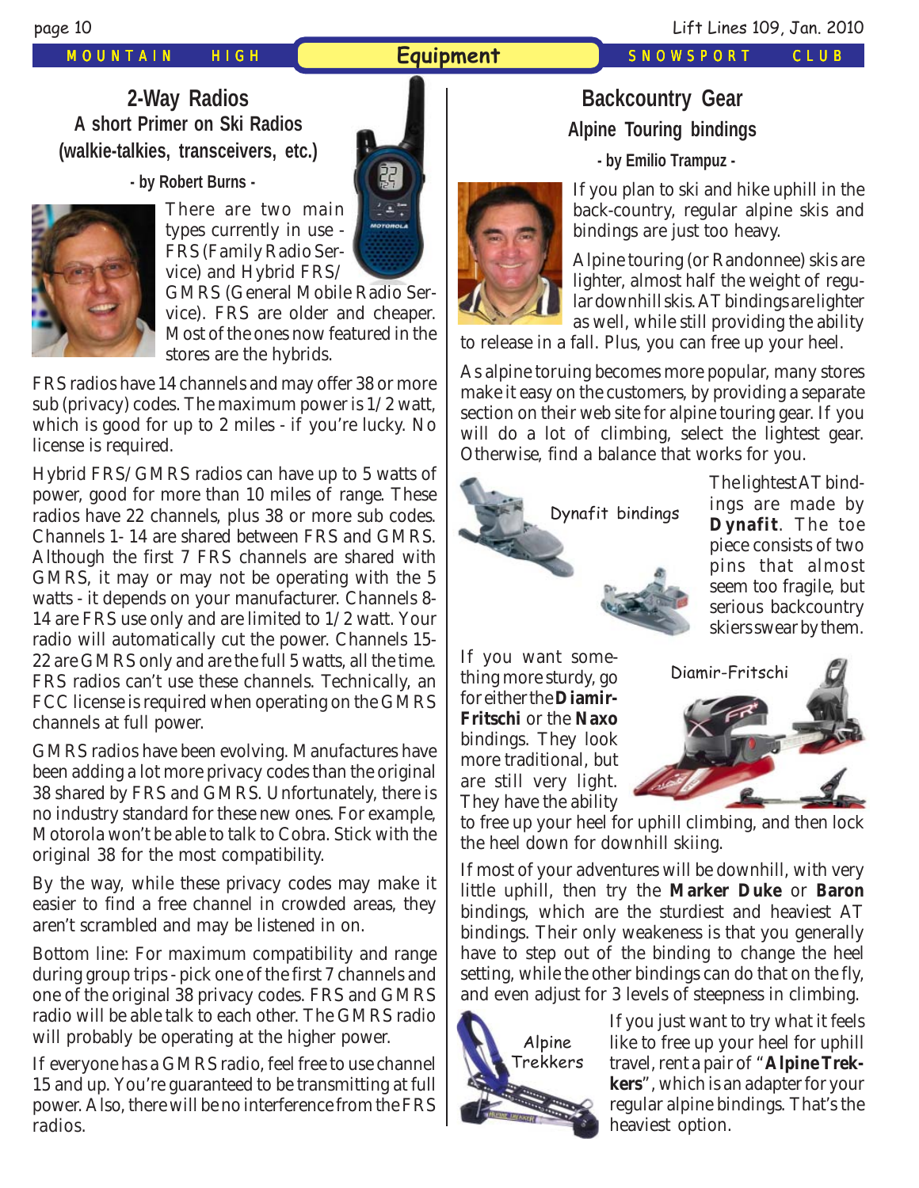# Equipment

## 2-Way Radios

### A short Primer on Ski Radios (walkie-talkies, transceivers, etc.)

**- by Robert Burns -**

There are two main types currently in use - FRS (Family Radio Service) and Hybrid FRS/GMRS (General Mobile Radio Service). FRS are older and cheaper. Most of the ones now featured in the stores are the hybrids.

FRS radios have 14 channels and may offer 38 or more sub (privacy) codes. The maximum power is 1/2 watt, which is good for up to 2 miles - if you're lucky. No license is required.

Hybrid FRS/GMRS radios can have up to 5 watts of power, good for more than 10 miles of range. These radios have 22 channels, plus 38 or more sub codes. Channels 1- 14 are shared between FRS and GMRS. Although the first 7 FRS channels are shared with GMRS, it may or may not be operating with the 5 watts - it depends on your manufacturer. Channels 8-14 are FRS use only and are limited to 1/2 watt. Your radio will automatically cut the power. Channels 15-22 are GMRS only and are the full 5 watts, all the time. FRS radios can't use these channels. Technically, an FCC license is required when operating on the GMRS channels at full power.

GMRS radios have been evolving. Manufactures have been adding a lot more privacy codes than the original 38 shared by FRS and GMRS. Unfortunately, there is no industry standard for these new ones. For example, Motorola won't be able to talk to Cobra. Stick with the original 38 for the most compatibility.

By the way, while these privacy codes may make it easier to find a free channel in crowded areas, they aren't scrambled and may be listened in on.

Bottom line: For maximum compatibility and range during group trips - pick one of the first 7 channels and one of the original 38 privacy codes. FRS and GMRS radio will be able talk to each other. The GMRS radio will probably be operating at the higher power.

If everyone has a GMRS radio, feel free to use channel 15 and up. You're guaranteed to be transmitting at full power. Also, there will be no interference from the FRS radios.

## Backcountry Gear

### Alpine Touring bindings

**- by Emilio Trampuz -**

If you plan to ski and hike uphill in the back-country, regular alpine skis and bindings are just too heavy.

Alpine touring (or Randonnee) skis are lighter, almost half the weight of regular downhill skis. AT bindings are lighter as well, while still providing the ability to release in a fall. Plus, you can free up your heel.

As alpine toruing becomes more popular, many stores make it easy on the customers, by providing a separate section on their web site for alpine touring gear. If you will do a lot of climbing, select the lightest gear. Otherwise, find a balance that works for you.

Dynafit bindings

The lightest AT bindings are made by **Dynafit**. The toe piece consists of two pins that almost seem too fragile, but serious backcountry skiers swear by them.

Diamir-Fritschi

If you want something more sturdy, go for either the **Diamir-Fritschi** or the **Naxo** bindings. They look more traditional, but are still very light. They have the ability to free up your heel for uphill climbing, and then lock the heel down for downhill skiing.

If most of your adventures will be downhill, with very little uphill, then try the **Marker Duke** or **Baron** bindings, which are the sturdiest and heaviest AT bindings. Their only weakeness is that you generally have to step out of the binding to change the heel setting, while the other bindings can do that on the fly, and even adjust for 3 levels of steepness in climbing.

Alpine Trekkers

If you just want to try what it feels like to free up your heel for uphill travel, rent a pair of "**Alpine Trekkers**", which is an adapter for your regular alpine bindings. That's the heaviest option.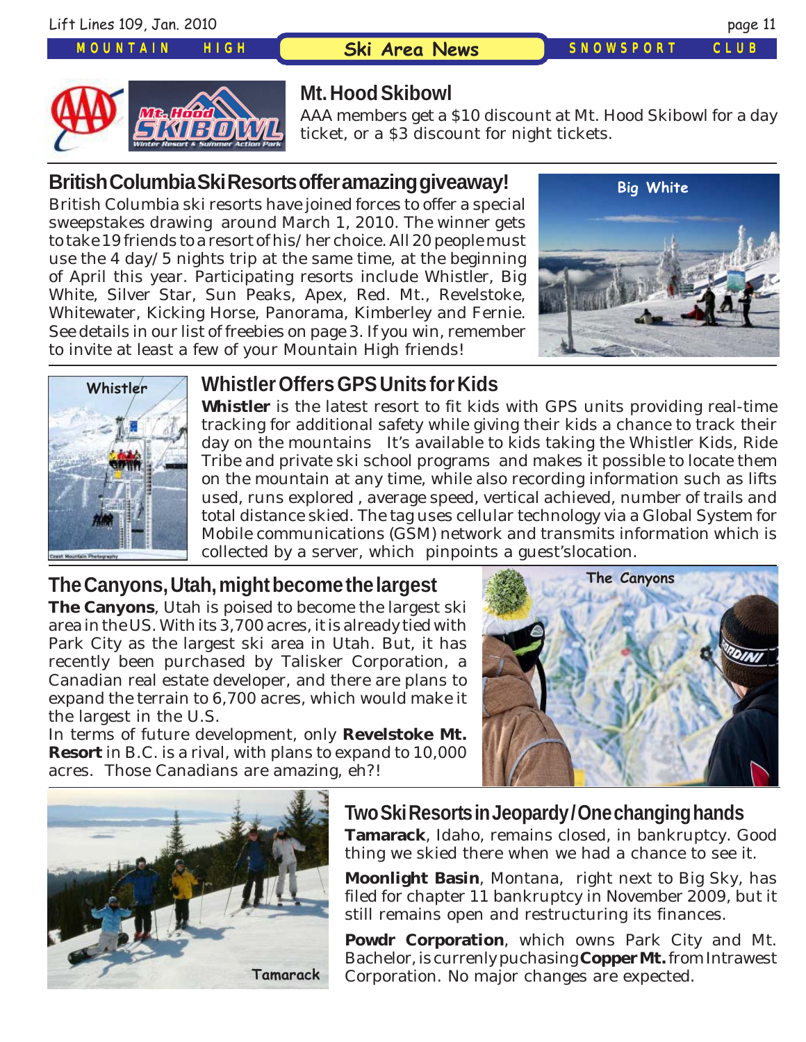## Mt. Hood Skibowl

AAA members get a $10 discount at Mt. Hood Skibowl for a day ticket, or a $3 discount for night tickets.

## British Columbia Ski Resorts offer amazing giveaway!

British Columbia ski resorts have joined forces to offer a special sweepstakes drawing around March 1, 2010. The winner gets to take 19 friends to a resort of his/her choice. All 20 people must use the 4 day/5 nights trip at the same time, at the beginning of April this year. Participating resorts include Whistler, Big White, Silver Star, Sun Peaks, Apex, Red. Mt., Revelstoke, Whitewater, Kicking Horse, Panorama, Kimberley and Fernie. See details in our list of freebies on page 3. If you win, remember to invite at least a few of your Mountain High friends!

Big White

## Whistler Offers GPS Units for Kids

Whistler

**Whistler** is the latest resort to fit kids with GPS units providing real-time tracking for additional safety while giving their kids a chance to track their day on the mountains It's available to kids taking the Whistler Kids, Ride Tribe and private ski school programs and makes it possible to locate them on the mountain at any time, while also recording information such as lifts used, runs explored , average speed, vertical achieved, number of trails and total distance skied. The tag uses cellular technology via a Global System for Mobile communications (GSM) network and transmits information which is collected by a server, which pinpoints a guest'slocation.

## The Canyons, Utah, might become the largest

**The Canyons**, Utah is poised to become the largest ski area in the US. With its 3,700 acres, it is already tied with Park City as the largest ski area in Utah. But, it has recently been purchased by Talisker Corporation, a Canadian real estate developer, and there are plans to expand the terrain to 6,700 acres, which would make it the largest in the U.S.

In terms of future development, only **Revelstoke Mt. Resort** in B.C. is a rival, with plans to expand to 10,000 acres. Those Canadians are amazing, eh?!

The Canyons

## Two Ski Resorts in Jeopardy/One changing hands

Tamarack

**Tamarack**, Idaho, remains closed, in bankruptcy. Good thing we skied there when we had a chance to see it.

**Moonlight Basin**, Montana, right next to Big Sky, has filed for chapter 11 bankruptcy in November 2009, but it still remains open and restructuring its finances.

**Powdr Corporation**, which owns Park City and Mt. Bachelor, is currenly puchasing **Copper Mt.** from Intrawest Corporation. No major changes are expected.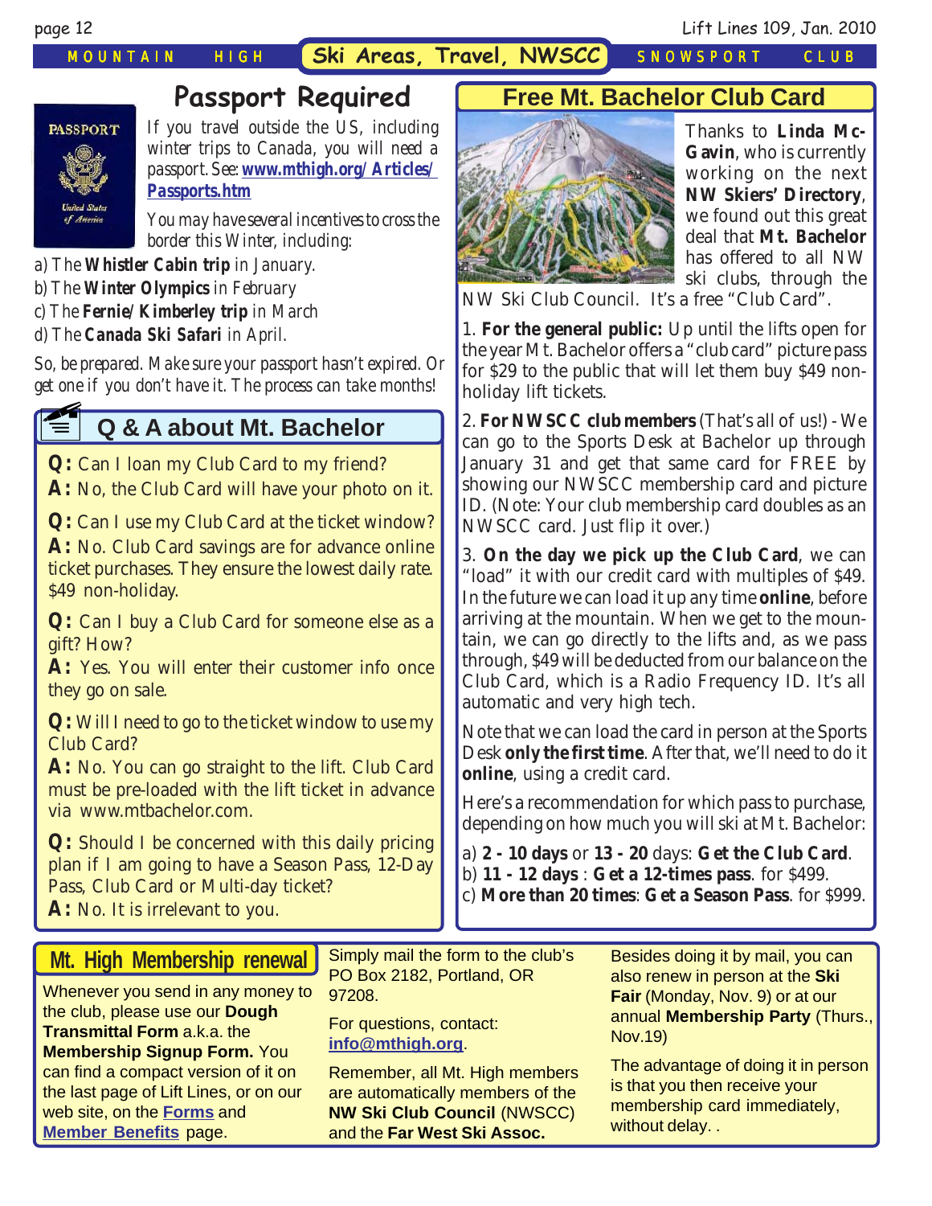## Passport Required

*If you travel outside the US, including winter trips to Canada, you will need a passport. See:* [**www.mthigh.org/Articles/Passports.htm**](www.mthigh.org/Articles/Passports.htm)

*You may have several incentives to cross the border this Winter, including:*

a) The **Whistler Cabin trip** in January.
b) The **Winter Olympics** in February
c) The **Fernie/Kimberley trip** in March
d) The **Canada Ski Safari** in April.

*So, be prepared. Make sure your passport hasn't expired. Or get one if you don't have it. The process can take months!*

## Q & A about Mt. Bachelor

**Q:** Can I loan my Club Card to my friend?
**A:** No, the Club Card will have your photo on it.

**Q:** Can I use my Club Card at the ticket window?
**A:** No. Club Card savings are for advance online ticket purchases. They ensure the lowest daily rate. $49 non-holiday.

**Q:** Can I buy a Club Card for someone else as a gift? How?
**A:** Yes. You will enter their customer info once they go on sale.

**Q:** Will I need to go to the ticket window to use my Club Card?
**A:** No. You can go straight to the lift. Club Card must be pre-loaded with the lift ticket in advance via www.mtbachelor.com.

**Q:** Should I be concerned with this daily pricing plan if I am going to have a Season Pass, 12-Day Pass, Club Card or Multi-day ticket?
**A:** No. It is irrelevant to you.

## Free Mt. Bachelor Club Card

Thanks to **Linda McGavin**, who is currently working on the next **NW Skiers' Directory**, we found out this great deal that **Mt. Bachelor** has offered to all NW ski clubs, through the NW Ski Club Council. It's a free "Club Card".

1. **For the general public:** Up until the lifts open for the year Mt. Bachelor offers a "club card" picture pass for $29 to the public that will let them buy $49 non-holiday lift tickets.

2. **For NWSCC club members** (That's all of us!) - We can go to the Sports Desk at Bachelor up through January 31 and get that same card for FREE by showing our NWSCC membership card and picture ID. (Note: Your club membership card doubles as an NWSCC card. Just flip it over.)

3. **On the day we pick up the Club Card**, we can "load" it with our credit card with multiples of $49. In the future we can load it up any time **online**, before arriving at the mountain. When we get to the mountain, we can go directly to the lifts and, as we pass through, $49 will be deducted from our balance on the Club Card, which is a Radio Frequency ID. It's all automatic and very high tech.

Note that we can load the card in person at the Sports Desk **only the first time**. After that, we'll need to do it **online**, using a credit card.

Here's a recommendation for which pass to purchase, depending on how much you will ski at Mt. Bachelor:

a) **2 - 10 days** or **13 - 20** days: **Get the Club Card**.
b) **11 - 12 days** : **Get a 12-times pass**. for $499.
c) **More than 20 times**: **Get a Season Pass**. for $999.

## Mt. High Membership renewal

Whenever you send in any money to the club, please use our **Dough Transmittal Form** a.k.a. the **Membership Signup Form.** You can find a compact version of it on the last page of Lift Lines, or on our web site, on the **Forms** and **Member Benefits** page.

Simply mail the form to the club's PO Box 2182, Portland, OR 97208.

For questions, contact: **info@mthigh.org**.

Remember, all Mt. High members are automatically members of the **NW Ski Club Council** (NWSCC) and the **Far West Ski Assoc.**

Besides doing it by mail, you can also renew in person at the **Ski Fair** (Monday, Nov. 9) or at our annual **Membership Party** (Thurs., Nov.19)

The advantage of doing it in person is that you then receive your membership card immediately, without delay. .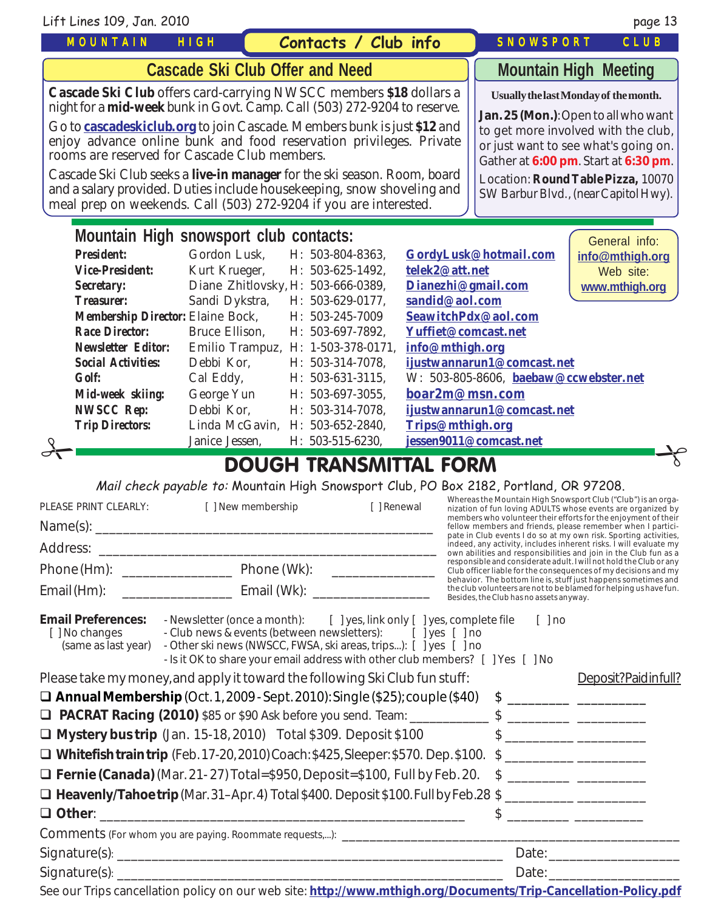## Contacts / Club info

### Cascade Ski Club Offer and Need

**Cascade Ski Club** offers card-carrying NWSCC members **$18** dollars a night for a **mid-week** bunk in Govt. Camp. Call (503) 272-9204 to reserve.

Go to **cascadeskiclub.org** to join Cascade. Members bunk is just **$12** and enjoy advance online bunk and food reservation privileges. Private rooms are reserved for Cascade Club members.

Cascade Ski Club seeks a **live-in manager** for the ski season. Room, board and a salary provided. Duties include housekeeping, snow shoveling and meal prep on weekends. Call (503) 272-9204 if you are interested.

### Mountain High Meeting

**Usually the last Monday of the month.**

**Jan. 25 (Mon.)**: Open to all who want to get more involved with the club, or just want to see what's going on. Gather at **6:00 pm**. Start at **6:30 pm**.

Location: **Round Table Pizza,** 10070 SW Barbur Blvd., (near Capitol Hwy).

### Mountain High snowsport club contacts:

General info: **info@mthigh.org**
Web site: **www.mthigh.org**

| Position | Name | Phone | Email |
|---|---|---|---|
| **President:** | Gordon Lusk, | H: 503-804-8363, | **GordyLusk@hotmail.com** |
| **Vice-President:** | Kurt Krueger, | H: 503-625-1492, | **telek2@att.net** |
| **Secretary:** | Diane Zhitlovsky, | H: 503-666-0389, | **Dianezhi@gmail.com** |
| **Treasurer:** | Sandi Dykstra, | H: 503-629-0177, | **sandid@aol.com** |
| **Membership Director:** | Elaine Bock, | H: 503-245-7009 | **SeawitchPdx@aol.com** |
| **Race Director:** | Bruce Ellison, | H: 503-697-7892, | **Yuffiet@comcast.net** |
| **Newsletter Editor:** | Emilio Trampuz, | H: 1-503-378-0171, | **info@mthigh.org** |
| **Social Activities:** | Debbi Kor, | H: 503-314-7078, | **ijustwannarun1@comcast.net** |
| **Golf:** | Cal Eddy, | H: 503-631-3115, | W: 503-805-8606, **baebaw@ccwebster.net** |
| **Mid-week skiing:** | George Yun | H: 503-697-3055, | **boar2m@msn.com** |
| **NWSCC Rep:** | Debbi Kor, | H: 503-314-7078, | **ijustwannarun1@comcast.net** |
| **Trip Directors:** | Linda McGavin, | H: 503-652-2840, | **Trips@mthigh.org** |
| | Janice Jessen, | H: 503-515-6230, | **jessen9011@comcast.net** |

## DOUGH TRANSMITTAL FORM

*Mail check payable to:* Mountain High Snowsport Club, PO Box 2182, Portland, OR 97208.

PLEASE PRINT CLEARLY: [ ] New membership [ ] Renewal

Name(s): ____________________________________________

Address: ____________________________________________

Phone (Hm): _______________ Phone (Wk): _______________

Email (Hm): _______________ Email (Wk): _______________

Whereas the Mountain High Snowsport Club ("Club") is an organization of fun loving ADULTS whose events are organized by members who volunteer their efforts for the enjoyment of their fellow members and friends, please remember when I participate in Club events I do so at my own risk. Sporting activities, indeed, any activity, includes inherent risks. I will evaluate my own abilities and responsibilities and join in the Club fun as a responsible and considerate adult. I will not hold the Club or any Club officer liable for the consequences of my decisions and my behavior. The bottom line is, stuff just happens sometimes and the club volunteers are not to be blamed for helping us have fun. Besides, the Club has no assets anyway.

**Email Preferences:** - Newsletter (once a month): [ ] yes, link only [ ] yes, complete file [ ] no
[ ] No changes (same as last year)
- Club news & events (between newsletters): [ ] yes [ ] no
- Other ski news (NWSCC, FWSA, ski areas, trips...): [ ] yes [ ] no
- Is it OK to share your email address with other club members? [ ] Yes [ ] No

Please take my money, and apply it toward the following Ski Club fun stuff: Deposit? Paid in full?

- ❑ **Annual Membership** (Oct. 1, 2009 - Sept. 2010): Single ($25); couple ($40) $ ________ ________
- ❑ **PACRAT Racing (2010)** $85 or $90 Ask before you send. Team: __________ $ ________ ________
- ❑ **Mystery bus trip** (Jan. 15-18, 2010) Total $309. Deposit $100 $ ________ ________
- ❑ **Whitefish train trip** (Feb. 17-20, 2010) Coach: $425, Sleeper: $570. Dep. $100. $ ________ ________
- ❑ **Fernie (Canada)** (Mar. 21- 27) Total=$950, Deposit=$100, Full by Feb. 20. $ ________ ________
- ❑ **Heavenly/Tahoe trip** (Mar. 31–Apr. 4) Total $400. Deposit $100. Full by Feb.28 $ ________ ________
- ❑ **Other**: ____________________________________________ $ ________ ________

Comments (For whom you are paying. Roommate requests,...): ____________________________________________

Signature(s): ____________________________________________ Date: ________________

Signature(s): ____________________________________________ Date: ________________

See our Trips cancellation policy on our web site: **http://www.mthigh.org/Documents/Trip-Cancellation-Policy.pdf**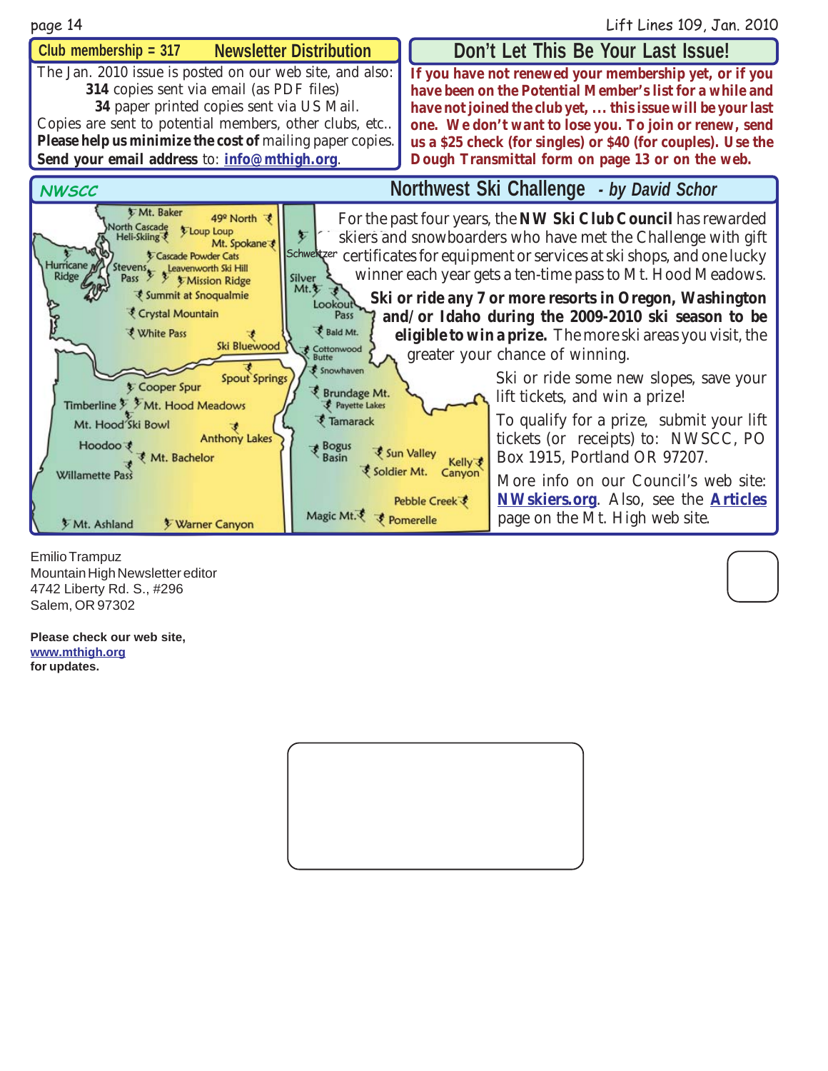## Club membership = 317 — Newsletter Distribution

The Jan. 2010 issue is posted on our web site, and also:
**314** copies sent via email (as PDF files)
**34** paper printed copies sent via US Mail.
Copies are sent to potential members, other clubs, etc..
**Please help us minimize the cost of** mailing paper copies.
**Send your email address** to: **info@mthigh.org**.

## Don't Let This Be Your Last Issue!

**If you have not renewed your membership yet, or if you have been on the Potential Member's list for a while and have not joined the club yet, ... this issue will be your last one. We don't want to lose you. To join or renew, send us a $25 check (for singles) or $40 (for couples). Use the Dough Transmittal form on page 13 or on the web.**

## NWSCC — Northwest Ski Challenge - *by David Schor*

Mt. Baker
North Cascade Heli-Skiing
49° North
Loup Loup
Mt. Spokane
Hurricane Ridge
Stevens Pass
Cascade Powder Cats
Leavenworth Ski Hill
Mission Ridge
Summit at Snoqualmie
Crystal Mountain
White Pass
Ski Bluewood
Spout Springs
Cooper Spur
Timberline
Mt. Hood Meadows
Mt. Hood Ski Bowl
Anthony Lakes
Hoodoo
Mt. Bachelor
Willamette Pass
Mt. Ashland
Warner Canyon
Schweitzer
Silver Mt.
Lookout Pass
Bald Mt.
Cottonwood Butte
Snowhaven
Brundage Mt.
Payette Lakes
Tamarack
Bogus Basin
Sun Valley
Soldier Mt.
Kelly Canyon
Pebble Creek
Magic Mt.
Pomerelle

For the past four years, the **NW Ski Club Council** has rewarded skiers and snowboarders who have met the Challenge with gift certificates for equipment or services at ski shops, and one lucky winner each year gets a ten-time pass to Mt. Hood Meadows.

**Ski or ride any 7 or more resorts in Oregon, Washington and/or Idaho during the 2009-2010 ski season to be eligible to win a prize.** The more ski areas you visit, the greater your chance of winning.

Ski or ride some new slopes, save your lift tickets, and win a prize!

To qualify for a prize, submit your lift tickets (or receipts) to: NWSCC, PO Box 1915, Portland OR 97207.

More info on our Council's web site: **NWskiers.org**. Also, see the **Articles** page on the Mt. High web site.

Emilio Trampuz
Mountain High Newsletter editor
4742 Liberty Rd. S., #296
Salem, OR 97302

**Please check our web site,**
**www.mthigh.org**
**for updates.**